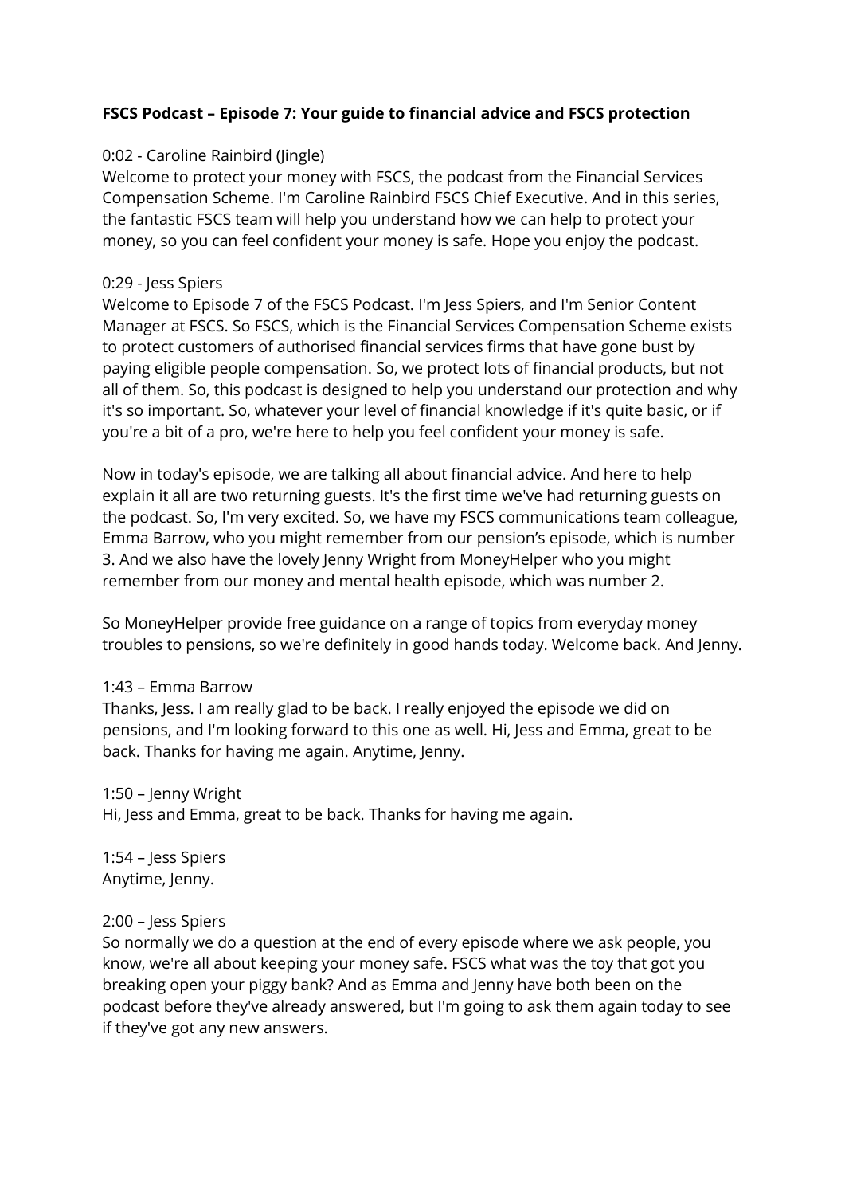**FSCS Podcast – Episode 7: Your guide to financial advice and FSCS protection**

0:02 - Caroline Rainbird (Jingle)
Welcome to protect your money with FSCS, the podcast from the Financial Services Compensation Scheme. I'm Caroline Rainbird FSCS Chief Executive. And in this series, the fantastic FSCS team will help you understand how we can help to protect your money, so you can feel confident your money is safe. Hope you enjoy the podcast.

0:29 - Jess Spiers
Welcome to Episode 7 of the FSCS Podcast. I'm Jess Spiers, and I'm Senior Content Manager at FSCS. So FSCS, which is the Financial Services Compensation Scheme exists to protect customers of authorised financial services firms that have gone bust by paying eligible people compensation. So, we protect lots of financial products, but not all of them. So, this podcast is designed to help you understand our protection and why it's so important. So, whatever your level of financial knowledge if it's quite basic, or if you're a bit of a pro, we're here to help you feel confident your money is safe.

Now in today's episode, we are talking all about financial advice. And here to help explain it all are two returning guests. It's the first time we've had returning guests on the podcast. So, I'm very excited. So, we have my FSCS communications team colleague, Emma Barrow, who you might remember from our pension's episode, which is number 3. And we also have the lovely Jenny Wright from MoneyHelper who you might remember from our money and mental health episode, which was number 2.

So MoneyHelper provide free guidance on a range of topics from everyday money troubles to pensions, so we're definitely in good hands today. Welcome back. And Jenny.

1:43 – Emma Barrow
Thanks, Jess. I am really glad to be back. I really enjoyed the episode we did on pensions, and I'm looking forward to this one as well. Hi, Jess and Emma, great to be back. Thanks for having me again. Anytime, Jenny.

1:50 – Jenny Wright
Hi, Jess and Emma, great to be back. Thanks for having me again.

1:54 – Jess Spiers
Anytime, Jenny.

2:00 – Jess Spiers
So normally we do a question at the end of every episode where we ask people, you know, we're all about keeping your money safe. FSCS what was the toy that got you breaking open your piggy bank? And as Emma and Jenny have both been on the podcast before they've already answered, but I'm going to ask them again today to see if they've got any new answers.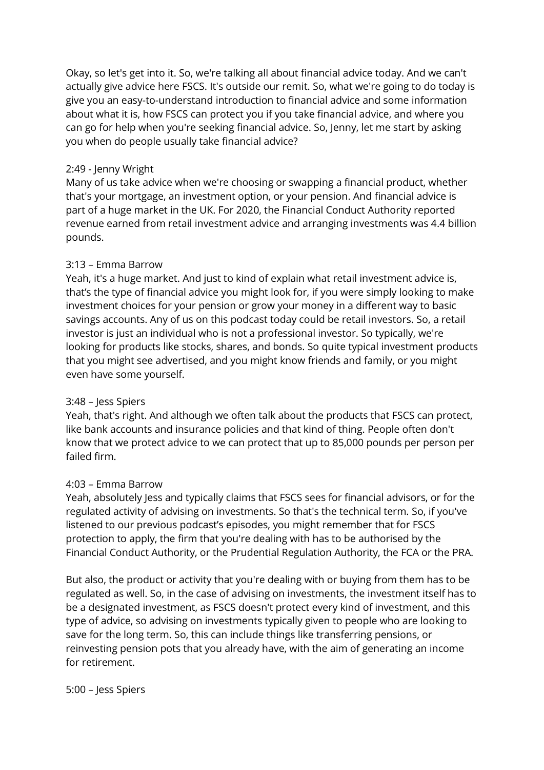Okay, so let's get into it. So, we're talking all about financial advice today. And we can't actually give advice here FSCS. It's outside our remit. So, what we're going to do today is give you an easy-to-understand introduction to financial advice and some information about what it is, how FSCS can protect you if you take financial advice, and where you can go for help when you're seeking financial advice. So, Jenny, let me start by asking you when do people usually take financial advice?

2:49 - Jenny Wright
Many of us take advice when we're choosing or swapping a financial product, whether that's your mortgage, an investment option, or your pension. And financial advice is part of a huge market in the UK. For 2020, the Financial Conduct Authority reported revenue earned from retail investment advice and arranging investments was 4.4 billion pounds.

3:13 – Emma Barrow
Yeah, it's a huge market. And just to kind of explain what retail investment advice is, that's the type of financial advice you might look for, if you were simply looking to make investment choices for your pension or grow your money in a different way to basic savings accounts. Any of us on this podcast today could be retail investors. So, a retail investor is just an individual who is not a professional investor. So typically, we're looking for products like stocks, shares, and bonds. So quite typical investment products that you might see advertised, and you might know friends and family, or you might even have some yourself.

3:48 – Jess Spiers
Yeah, that's right. And although we often talk about the products that FSCS can protect, like bank accounts and insurance policies and that kind of thing. People often don't know that we protect advice to we can protect that up to 85,000 pounds per person per failed firm.

4:03 – Emma Barrow
Yeah, absolutely Jess and typically claims that FSCS sees for financial advisors, or for the regulated activity of advising on investments. So that's the technical term. So, if you've listened to our previous podcast's episodes, you might remember that for FSCS protection to apply, the firm that you're dealing with has to be authorised by the Financial Conduct Authority, or the Prudential Regulation Authority, the FCA or the PRA.

But also, the product or activity that you're dealing with or buying from them has to be regulated as well. So, in the case of advising on investments, the investment itself has to be a designated investment, as FSCS doesn't protect every kind of investment, and this type of advice, so advising on investments typically given to people who are looking to save for the long term. So, this can include things like transferring pensions, or reinvesting pension pots that you already have, with the aim of generating an income for retirement.

5:00 – Jess Spiers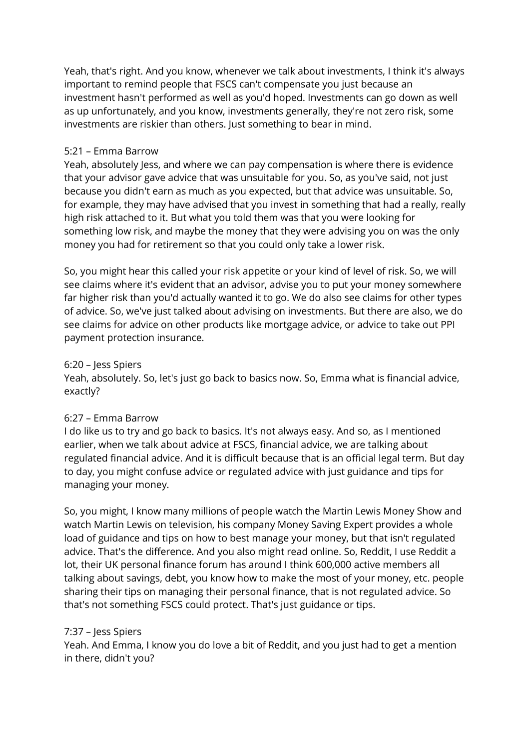Yeah, that's right. And you know, whenever we talk about investments, I think it's always important to remind people that FSCS can't compensate you just because an investment hasn't performed as well as you'd hoped. Investments can go down as well as up unfortunately, and you know, investments generally, they're not zero risk, some investments are riskier than others. Just something to bear in mind.

5:21 – Emma Barrow
Yeah, absolutely Jess, and where we can pay compensation is where there is evidence that your advisor gave advice that was unsuitable for you. So, as you've said, not just because you didn't earn as much as you expected, but that advice was unsuitable. So, for example, they may have advised that you invest in something that had a really, really high risk attached to it. But what you told them was that you were looking for something low risk, and maybe the money that they were advising you on was the only money you had for retirement so that you could only take a lower risk.

So, you might hear this called your risk appetite or your kind of level of risk. So, we will see claims where it's evident that an advisor, advise you to put your money somewhere far higher risk than you'd actually wanted it to go. We do also see claims for other types of advice. So, we've just talked about advising on investments. But there are also, we do see claims for advice on other products like mortgage advice, or advice to take out PPI payment protection insurance.

6:20 – Jess Spiers
Yeah, absolutely. So, let's just go back to basics now. So, Emma what is financial advice, exactly?

6:27 – Emma Barrow
I do like us to try and go back to basics. It's not always easy. And so, as I mentioned earlier, when we talk about advice at FSCS, financial advice, we are talking about regulated financial advice. And it is difficult because that is an official legal term. But day to day, you might confuse advice or regulated advice with just guidance and tips for managing your money.

So, you might, I know many millions of people watch the Martin Lewis Money Show and watch Martin Lewis on television, his company Money Saving Expert provides a whole load of guidance and tips on how to best manage your money, but that isn't regulated advice. That's the difference. And you also might read online. So, Reddit, I use Reddit a lot, their UK personal finance forum has around I think 600,000 active members all talking about savings, debt, you know how to make the most of your money, etc. people sharing their tips on managing their personal finance, that is not regulated advice. So that's not something FSCS could protect. That's just guidance or tips.

7:37 – Jess Spiers
Yeah. And Emma, I know you do love a bit of Reddit, and you just had to get a mention in there, didn't you?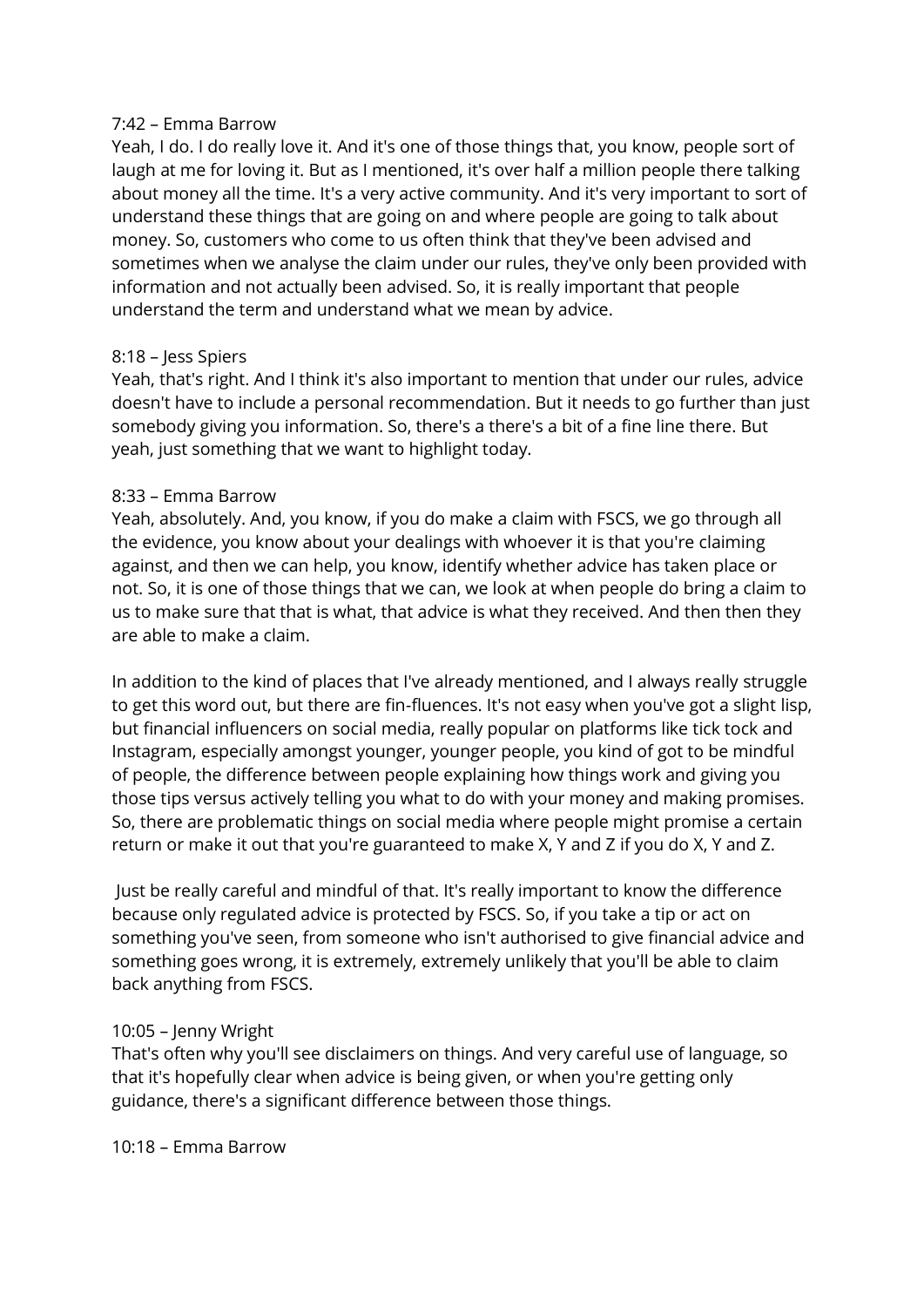7:42 – Emma Barrow
Yeah, I do. I do really love it. And it's one of those things that, you know, people sort of laugh at me for loving it. But as I mentioned, it's over half a million people there talking about money all the time. It's a very active community. And it's very important to sort of understand these things that are going on and where people are going to talk about money. So, customers who come to us often think that they've been advised and sometimes when we analyse the claim under our rules, they've only been provided with information and not actually been advised. So, it is really important that people understand the term and understand what we mean by advice.

8:18 – Jess Spiers
Yeah, that's right. And I think it's also important to mention that under our rules, advice doesn't have to include a personal recommendation. But it needs to go further than just somebody giving you information. So, there's a there's a bit of a fine line there. But yeah, just something that we want to highlight today.

8:33 – Emma Barrow
Yeah, absolutely. And, you know, if you do make a claim with FSCS, we go through all the evidence, you know about your dealings with whoever it is that you're claiming against, and then we can help, you know, identify whether advice has taken place or not. So, it is one of those things that we can, we look at when people do bring a claim to us to make sure that that is what, that advice is what they received. And then then they are able to make a claim.

In addition to the kind of places that I've already mentioned, and I always really struggle to get this word out, but there are fin-fluences. It's not easy when you've got a slight lisp, but financial influencers on social media, really popular on platforms like tick tock and Instagram, especially amongst younger, younger people, you kind of got to be mindful of people, the difference between people explaining how things work and giving you those tips versus actively telling you what to do with your money and making promises. So, there are problematic things on social media where people might promise a certain return or make it out that you're guaranteed to make X, Y and Z if you do X, Y and Z.

Just be really careful and mindful of that. It's really important to know the difference because only regulated advice is protected by FSCS. So, if you take a tip or act on something you've seen, from someone who isn't authorised to give financial advice and something goes wrong, it is extremely, extremely unlikely that you'll be able to claim back anything from FSCS.

10:05 – Jenny Wright
That's often why you'll see disclaimers on things. And very careful use of language, so that it's hopefully clear when advice is being given, or when you're getting only guidance, there's a significant difference between those things.

10:18 – Emma Barrow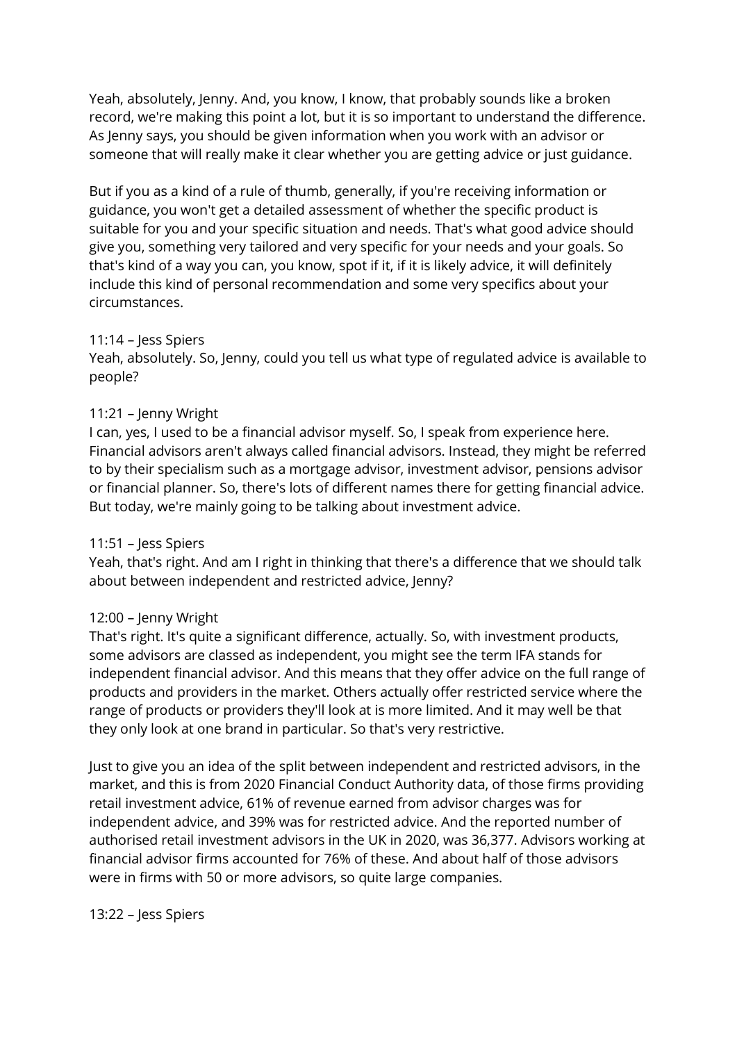Yeah, absolutely, Jenny. And, you know, I know, that probably sounds like a broken record, we're making this point a lot, but it is so important to understand the difference. As Jenny says, you should be given information when you work with an advisor or someone that will really make it clear whether you are getting advice or just guidance.

But if you as a kind of a rule of thumb, generally, if you're receiving information or guidance, you won't get a detailed assessment of whether the specific product is suitable for you and your specific situation and needs. That's what good advice should give you, something very tailored and very specific for your needs and your goals. So that's kind of a way you can, you know, spot if it, if it is likely advice, it will definitely include this kind of personal recommendation and some very specifics about your circumstances.

11:14 – Jess Spiers
Yeah, absolutely. So, Jenny, could you tell us what type of regulated advice is available to people?

11:21 – Jenny Wright
I can, yes, I used to be a financial advisor myself. So, I speak from experience here. Financial advisors aren't always called financial advisors. Instead, they might be referred to by their specialism such as a mortgage advisor, investment advisor, pensions advisor or financial planner. So, there's lots of different names there for getting financial advice. But today, we're mainly going to be talking about investment advice.

11:51 – Jess Spiers
Yeah, that's right. And am I right in thinking that there's a difference that we should talk about between independent and restricted advice, Jenny?

12:00 – Jenny Wright
That's right. It's quite a significant difference, actually. So, with investment products, some advisors are classed as independent, you might see the term IFA stands for independent financial advisor. And this means that they offer advice on the full range of products and providers in the market. Others actually offer restricted service where the range of products or providers they'll look at is more limited. And it may well be that they only look at one brand in particular. So that's very restrictive.

Just to give you an idea of the split between independent and restricted advisors, in the market, and this is from 2020 Financial Conduct Authority data, of those firms providing retail investment advice, 61% of revenue earned from advisor charges was for independent advice, and 39% was for restricted advice. And the reported number of authorised retail investment advisors in the UK in 2020, was 36,377. Advisors working at financial advisor firms accounted for 76% of these. And about half of those advisors were in firms with 50 or more advisors, so quite large companies.

13:22 – Jess Spiers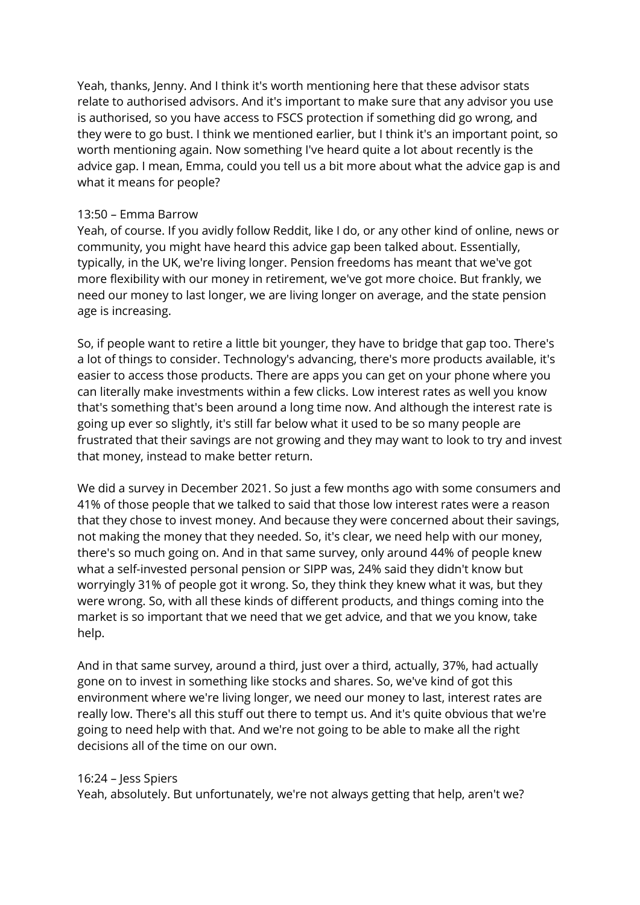Yeah, thanks, Jenny. And I think it's worth mentioning here that these advisor stats relate to authorised advisors. And it's important to make sure that any advisor you use is authorised, so you have access to FSCS protection if something did go wrong, and they were to go bust. I think we mentioned earlier, but I think it's an important point, so worth mentioning again. Now something I've heard quite a lot about recently is the advice gap. I mean, Emma, could you tell us a bit more about what the advice gap is and what it means for people?

13:50 – Emma Barrow

Yeah, of course. If you avidly follow Reddit, like I do, or any other kind of online, news or community, you might have heard this advice gap been talked about. Essentially, typically, in the UK, we're living longer. Pension freedoms has meant that we've got more flexibility with our money in retirement, we've got more choice. But frankly, we need our money to last longer, we are living longer on average, and the state pension age is increasing.

So, if people want to retire a little bit younger, they have to bridge that gap too. There's a lot of things to consider. Technology's advancing, there's more products available, it's easier to access those products. There are apps you can get on your phone where you can literally make investments within a few clicks. Low interest rates as well you know that's something that's been around a long time now. And although the interest rate is going up ever so slightly, it's still far below what it used to be so many people are frustrated that their savings are not growing and they may want to look to try and invest that money, instead to make better return.

We did a survey in December 2021. So just a few months ago with some consumers and 41% of those people that we talked to said that those low interest rates were a reason that they chose to invest money. And because they were concerned about their savings, not making the money that they needed. So, it's clear, we need help with our money, there's so much going on. And in that same survey, only around 44% of people knew what a self-invested personal pension or SIPP was, 24% said they didn't know but worryingly 31% of people got it wrong. So, they think they knew what it was, but they were wrong. So, with all these kinds of different products, and things coming into the market is so important that we need that we get advice, and that we you know, take help.

And in that same survey, around a third, just over a third, actually, 37%, had actually gone on to invest in something like stocks and shares. So, we've kind of got this environment where we're living longer, we need our money to last, interest rates are really low. There's all this stuff out there to tempt us. And it's quite obvious that we're going to need help with that. And we're not going to be able to make all the right decisions all of the time on our own.

16:24 – Jess Spiers

Yeah, absolutely. But unfortunately, we're not always getting that help, aren't we?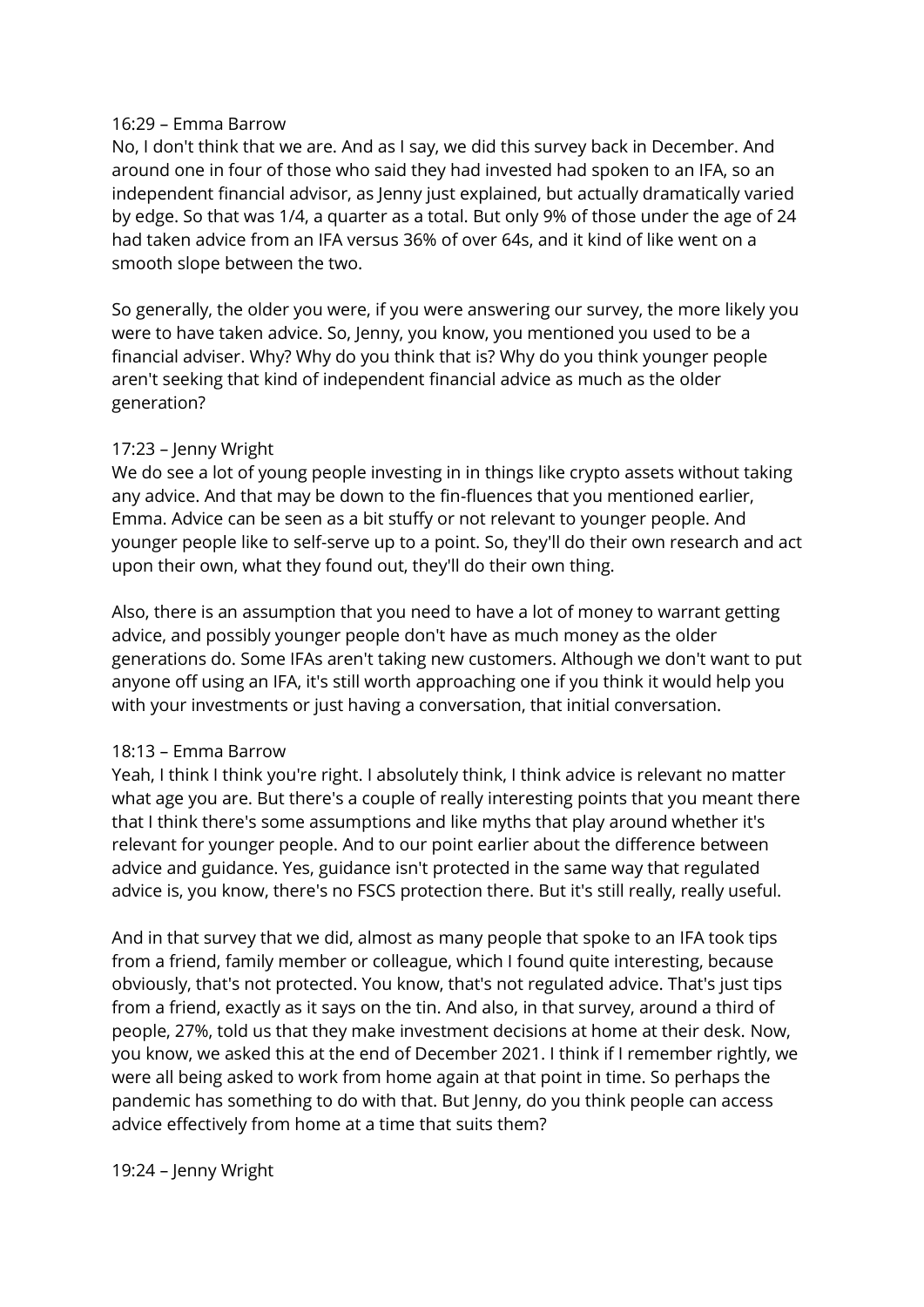16:29 – Emma Barrow

No, I don't think that we are. And as I say, we did this survey back in December. And around one in four of those who said they had invested had spoken to an IFA, so an independent financial advisor, as Jenny just explained, but actually dramatically varied by edge. So that was 1/4, a quarter as a total. But only 9% of those under the age of 24 had taken advice from an IFA versus 36% of over 64s, and it kind of like went on a smooth slope between the two.

So generally, the older you were, if you were answering our survey, the more likely you were to have taken advice. So, Jenny, you know, you mentioned you used to be a financial adviser. Why? Why do you think that is? Why do you think younger people aren't seeking that kind of independent financial advice as much as the older generation?

17:23 – Jenny Wright

We do see a lot of young people investing in in things like crypto assets without taking any advice. And that may be down to the fin-fluences that you mentioned earlier, Emma. Advice can be seen as a bit stuffy or not relevant to younger people. And younger people like to self-serve up to a point. So, they'll do their own research and act upon their own, what they found out, they'll do their own thing.

Also, there is an assumption that you need to have a lot of money to warrant getting advice, and possibly younger people don't have as much money as the older generations do. Some IFAs aren't taking new customers. Although we don't want to put anyone off using an IFA, it's still worth approaching one if you think it would help you with your investments or just having a conversation, that initial conversation.

18:13 – Emma Barrow

Yeah, I think I think you're right. I absolutely think, I think advice is relevant no matter what age you are. But there's a couple of really interesting points that you meant there that I think there's some assumptions and like myths that play around whether it's relevant for younger people. And to our point earlier about the difference between advice and guidance. Yes, guidance isn't protected in the same way that regulated advice is, you know, there's no FSCS protection there. But it's still really, really useful.

And in that survey that we did, almost as many people that spoke to an IFA took tips from a friend, family member or colleague, which I found quite interesting, because obviously, that's not protected. You know, that's not regulated advice. That's just tips from a friend, exactly as it says on the tin. And also, in that survey, around a third of people, 27%, told us that they make investment decisions at home at their desk. Now, you know, we asked this at the end of December 2021. I think if I remember rightly, we were all being asked to work from home again at that point in time. So perhaps the pandemic has something to do with that. But Jenny, do you think people can access advice effectively from home at a time that suits them?

19:24 – Jenny Wright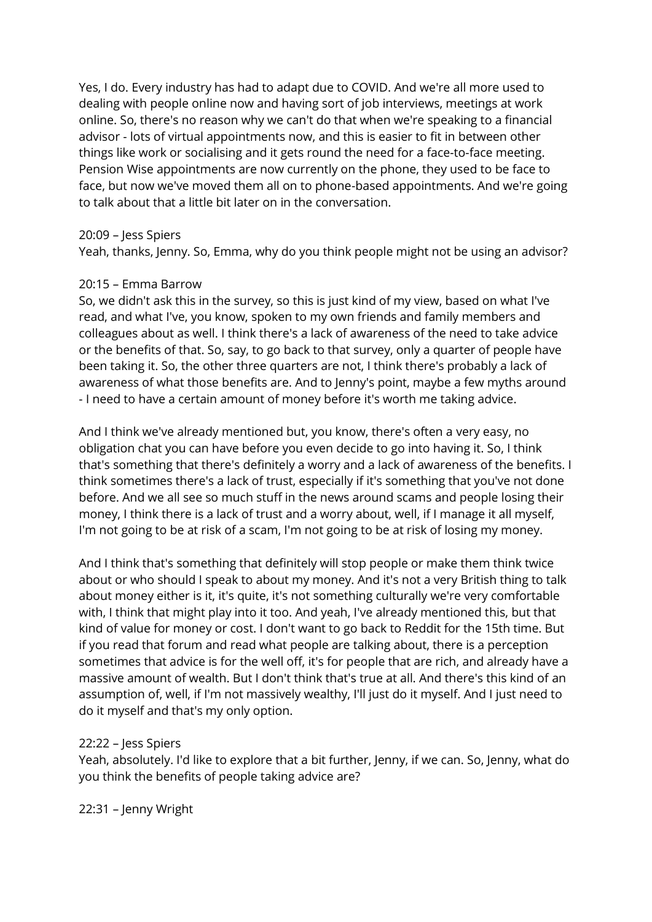Yes, I do. Every industry has had to adapt due to COVID. And we're all more used to dealing with people online now and having sort of job interviews, meetings at work online. So, there's no reason why we can't do that when we're speaking to a financial advisor - lots of virtual appointments now, and this is easier to fit in between other things like work or socialising and it gets round the need for a face-to-face meeting. Pension Wise appointments are now currently on the phone, they used to be face to face, but now we've moved them all on to phone-based appointments. And we're going to talk about that a little bit later on in the conversation.

20:09 – Jess Spiers

Yeah, thanks, Jenny. So, Emma, why do you think people might not be using an advisor?

20:15 – Emma Barrow

So, we didn't ask this in the survey, so this is just kind of my view, based on what I've read, and what I've, you know, spoken to my own friends and family members and colleagues about as well. I think there's a lack of awareness of the need to take advice or the benefits of that. So, say, to go back to that survey, only a quarter of people have been taking it. So, the other three quarters are not, I think there's probably a lack of awareness of what those benefits are. And to Jenny's point, maybe a few myths around - I need to have a certain amount of money before it's worth me taking advice.

And I think we've already mentioned but, you know, there's often a very easy, no obligation chat you can have before you even decide to go into having it. So, I think that's something that there's definitely a worry and a lack of awareness of the benefits. I think sometimes there's a lack of trust, especially if it's something that you've not done before. And we all see so much stuff in the news around scams and people losing their money, I think there is a lack of trust and a worry about, well, if I manage it all myself, I'm not going to be at risk of a scam, I'm not going to be at risk of losing my money.

And I think that's something that definitely will stop people or make them think twice about or who should I speak to about my money. And it's not a very British thing to talk about money either is it, it's quite, it's not something culturally we're very comfortable with, I think that might play into it too. And yeah, I've already mentioned this, but that kind of value for money or cost. I don't want to go back to Reddit for the 15th time. But if you read that forum and read what people are talking about, there is a perception sometimes that advice is for the well off, it's for people that are rich, and already have a massive amount of wealth. But I don't think that's true at all. And there's this kind of an assumption of, well, if I'm not massively wealthy, I'll just do it myself. And I just need to do it myself and that's my only option.

22:22 – Jess Spiers

Yeah, absolutely. I'd like to explore that a bit further, Jenny, if we can. So, Jenny, what do you think the benefits of people taking advice are?

22:31 – Jenny Wright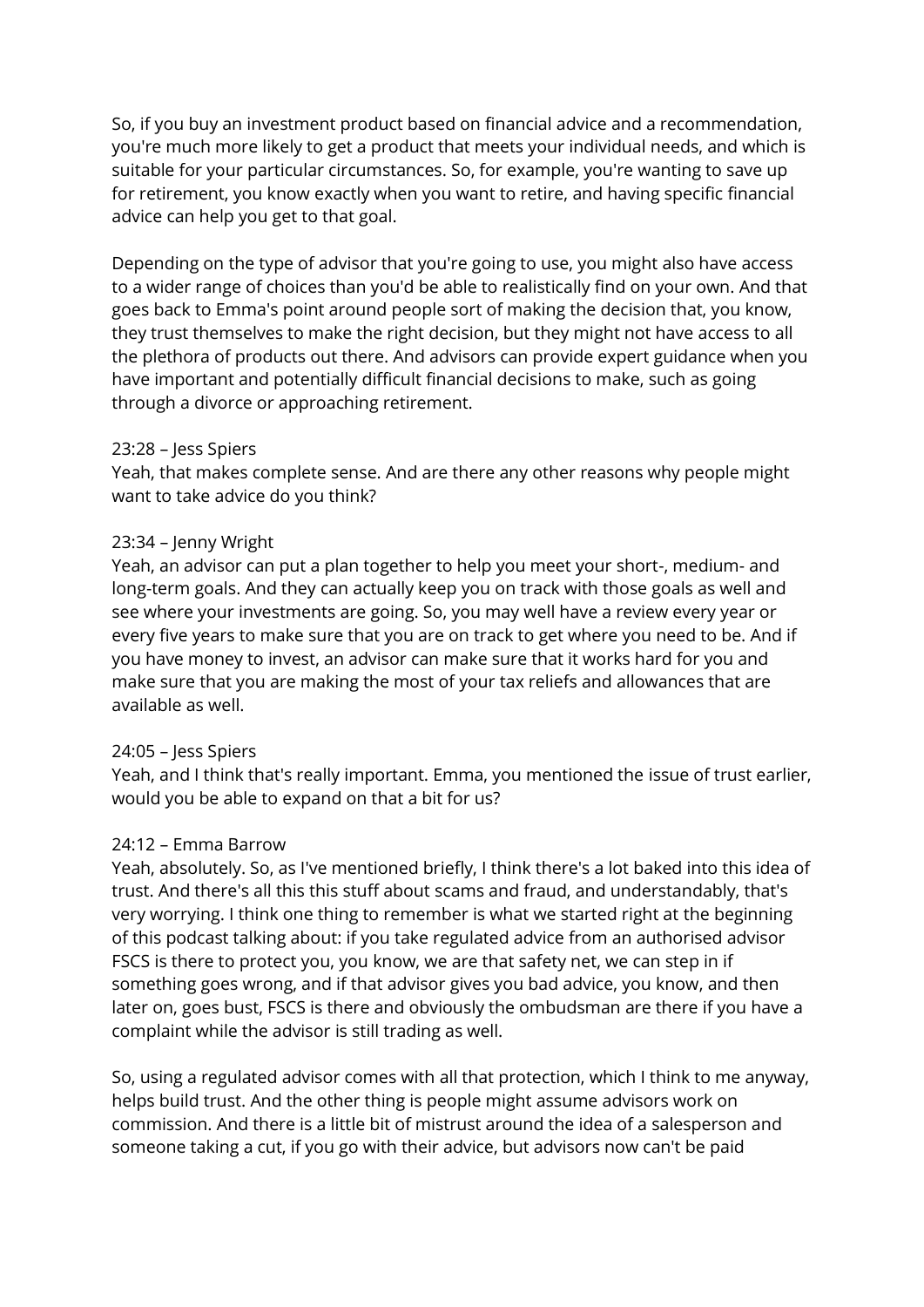So, if you buy an investment product based on financial advice and a recommendation, you're much more likely to get a product that meets your individual needs, and which is suitable for your particular circumstances. So, for example, you're wanting to save up for retirement, you know exactly when you want to retire, and having specific financial advice can help you get to that goal.

Depending on the type of advisor that you're going to use, you might also have access to a wider range of choices than you'd be able to realistically find on your own. And that goes back to Emma's point around people sort of making the decision that, you know, they trust themselves to make the right decision, but they might not have access to all the plethora of products out there. And advisors can provide expert guidance when you have important and potentially difficult financial decisions to make, such as going through a divorce or approaching retirement.

23:28 – Jess Spiers
Yeah, that makes complete sense. And are there any other reasons why people might want to take advice do you think?

23:34 – Jenny Wright
Yeah, an advisor can put a plan together to help you meet your short-, medium- and long-term goals. And they can actually keep you on track with those goals as well and see where your investments are going. So, you may well have a review every year or every five years to make sure that you are on track to get where you need to be. And if you have money to invest, an advisor can make sure that it works hard for you and make sure that you are making the most of your tax reliefs and allowances that are available as well.

24:05 – Jess Spiers
Yeah, and I think that's really important. Emma, you mentioned the issue of trust earlier, would you be able to expand on that a bit for us?

24:12 – Emma Barrow
Yeah, absolutely. So, as I've mentioned briefly, I think there's a lot baked into this idea of trust. And there's all this this stuff about scams and fraud, and understandably, that's very worrying. I think one thing to remember is what we started right at the beginning of this podcast talking about: if you take regulated advice from an authorised advisor FSCS is there to protect you, you know, we are that safety net, we can step in if something goes wrong, and if that advisor gives you bad advice, you know, and then later on, goes bust, FSCS is there and obviously the ombudsman are there if you have a complaint while the advisor is still trading as well.

So, using a regulated advisor comes with all that protection, which I think to me anyway, helps build trust. And the other thing is people might assume advisors work on commission. And there is a little bit of mistrust around the idea of a salesperson and someone taking a cut, if you go with their advice, but advisors now can't be paid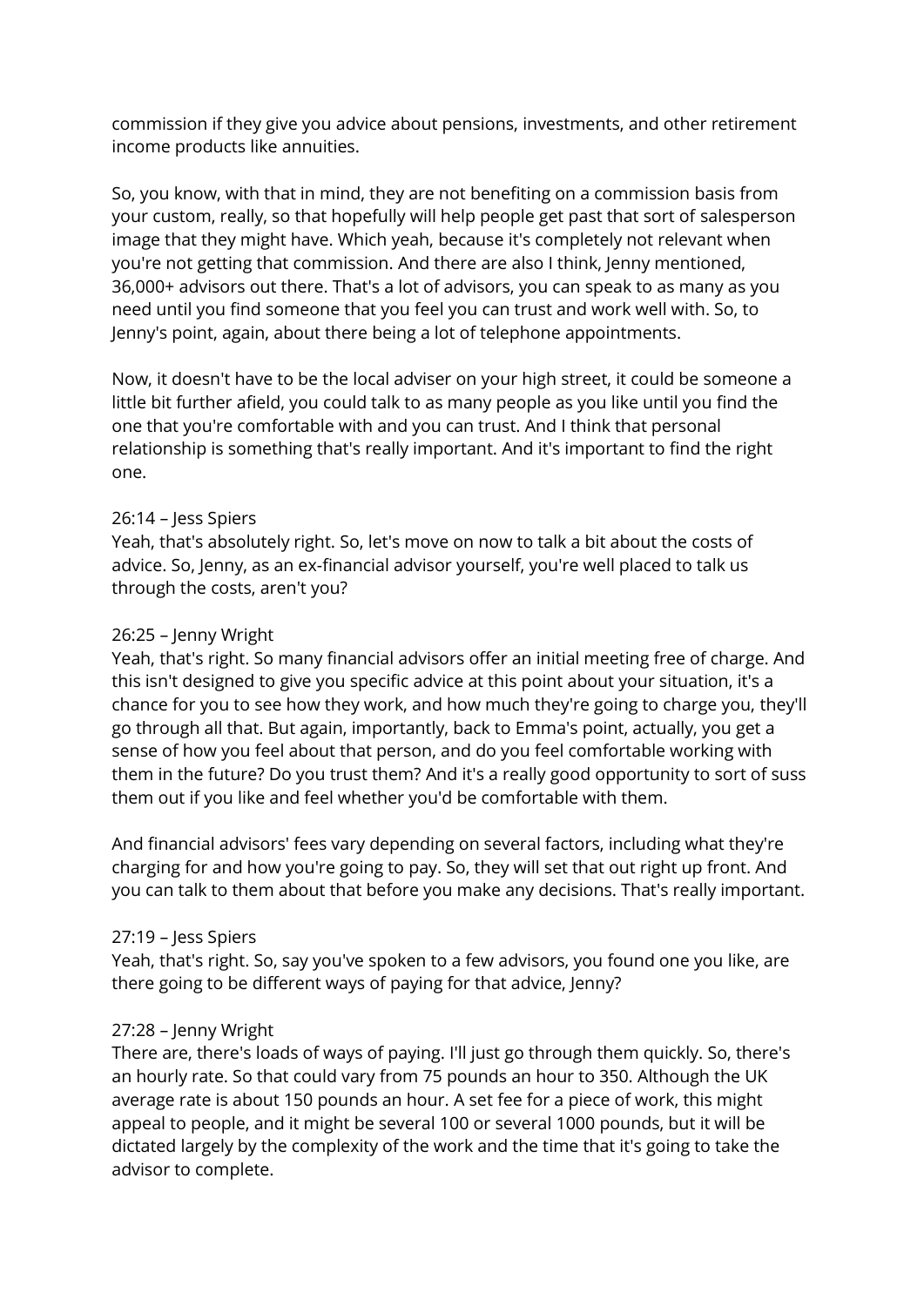commission if they give you advice about pensions, investments, and other retirement income products like annuities.

So, you know, with that in mind, they are not benefiting on a commission basis from your custom, really, so that hopefully will help people get past that sort of salesperson image that they might have. Which yeah, because it's completely not relevant when you're not getting that commission. And there are also I think, Jenny mentioned, 36,000+ advisors out there. That's a lot of advisors, you can speak to as many as you need until you find someone that you feel you can trust and work well with. So, to Jenny's point, again, about there being a lot of telephone appointments.

Now, it doesn't have to be the local adviser on your high street, it could be someone a little bit further afield, you could talk to as many people as you like until you find the one that you're comfortable with and you can trust. And I think that personal relationship is something that's really important. And it's important to find the right one.

26:14 – Jess Spiers
Yeah, that's absolutely right. So, let's move on now to talk a bit about the costs of advice. So, Jenny, as an ex-financial advisor yourself, you're well placed to talk us through the costs, aren't you?

26:25 – Jenny Wright
Yeah, that's right. So many financial advisors offer an initial meeting free of charge. And this isn't designed to give you specific advice at this point about your situation, it's a chance for you to see how they work, and how much they're going to charge you, they'll go through all that. But again, importantly, back to Emma's point, actually, you get a sense of how you feel about that person, and do you feel comfortable working with them in the future? Do you trust them? And it's a really good opportunity to sort of suss them out if you like and feel whether you'd be comfortable with them.

And financial advisors' fees vary depending on several factors, including what they're charging for and how you're going to pay. So, they will set that out right up front. And you can talk to them about that before you make any decisions. That's really important.

27:19 – Jess Spiers
Yeah, that's right. So, say you've spoken to a few advisors, you found one you like, are there going to be different ways of paying for that advice, Jenny?

27:28 – Jenny Wright
There are, there's loads of ways of paying. I'll just go through them quickly. So, there's an hourly rate. So that could vary from 75 pounds an hour to 350. Although the UK average rate is about 150 pounds an hour. A set fee for a piece of work, this might appeal to people, and it might be several 100 or several 1000 pounds, but it will be dictated largely by the complexity of the work and the time that it's going to take the advisor to complete.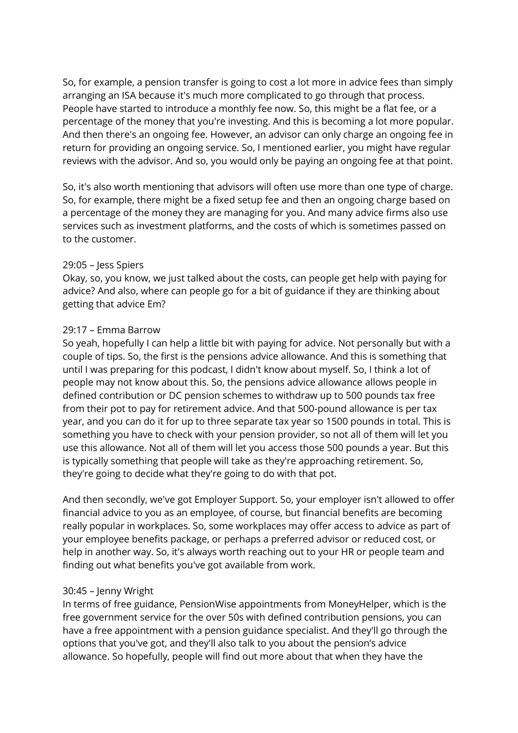So, for example, a pension transfer is going to cost a lot more in advice fees than simply arranging an ISA because it's much more complicated to go through that process. People have started to introduce a monthly fee now. So, this might be a flat fee, or a percentage of the money that you're investing. And this is becoming a lot more popular. And then there's an ongoing fee. However, an advisor can only charge an ongoing fee in return for providing an ongoing service. So, I mentioned earlier, you might have regular reviews with the advisor. And so, you would only be paying an ongoing fee at that point.

So, it's also worth mentioning that advisors will often use more than one type of charge. So, for example, there might be a fixed setup fee and then an ongoing charge based on a percentage of the money they are managing for you. And many advice firms also use services such as investment platforms, and the costs of which is sometimes passed on to the customer.

29:05 – Jess Spiers
Okay, so, you know, we just talked about the costs, can people get help with paying for advice? And also, where can people go for a bit of guidance if they are thinking about getting that advice Em?

29:17 – Emma Barrow
So yeah, hopefully I can help a little bit with paying for advice. Not personally but with a couple of tips. So, the first is the pensions advice allowance. And this is something that until I was preparing for this podcast, I didn't know about myself. So, I think a lot of people may not know about this. So, the pensions advice allowance allows people in defined contribution or DC pension schemes to withdraw up to 500 pounds tax free from their pot to pay for retirement advice. And that 500-pound allowance is per tax year, and you can do it for up to three separate tax year so 1500 pounds in total. This is something you have to check with your pension provider, so not all of them will let you use this allowance. Not all of them will let you access those 500 pounds a year. But this is typically something that people will take as they're approaching retirement. So, they're going to decide what they're going to do with that pot.

And then secondly, we've got Employer Support. So, your employer isn't allowed to offer financial advice to you as an employee, of course, but financial benefits are becoming really popular in workplaces. So, some workplaces may offer access to advice as part of your employee benefits package, or perhaps a preferred advisor or reduced cost, or help in another way. So, it's always worth reaching out to your HR or people team and finding out what benefits you've got available from work.

30:45 – Jenny Wright
In terms of free guidance, PensionWise appointments from MoneyHelper, which is the free government service for the over 50s with defined contribution pensions, you can have a free appointment with a pension guidance specialist. And they'll go through the options that you've got, and they'll also talk to you about the pension's advice allowance. So hopefully, people will find out more about that when they have the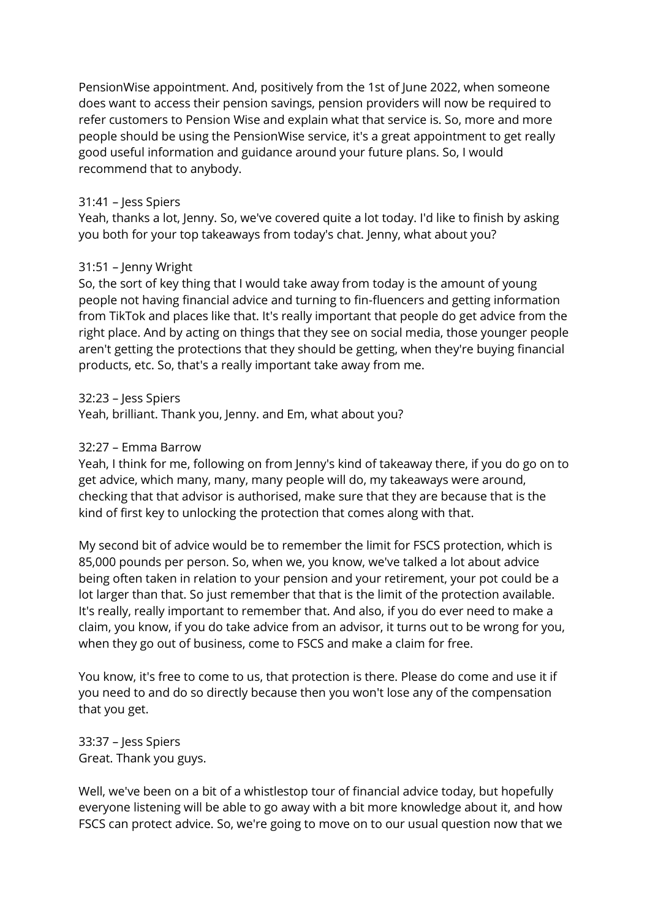PensionWise appointment. And, positively from the 1st of June 2022, when someone does want to access their pension savings, pension providers will now be required to refer customers to Pension Wise and explain what that service is. So, more and more people should be using the PensionWise service, it's a great appointment to get really good useful information and guidance around your future plans. So, I would recommend that to anybody.

31:41 – Jess Spiers
Yeah, thanks a lot, Jenny. So, we've covered quite a lot today. I'd like to finish by asking you both for your top takeaways from today's chat. Jenny, what about you?

31:51 – Jenny Wright
So, the sort of key thing that I would take away from today is the amount of young people not having financial advice and turning to fin-fluencers and getting information from TikTok and places like that. It's really important that people do get advice from the right place. And by acting on things that they see on social media, those younger people aren't getting the protections that they should be getting, when they're buying financial products, etc. So, that's a really important take away from me.

32:23 – Jess Spiers
Yeah, brilliant. Thank you, Jenny. and Em, what about you?

32:27 – Emma Barrow
Yeah, I think for me, following on from Jenny's kind of takeaway there, if you do go on to get advice, which many, many, many people will do, my takeaways were around, checking that that advisor is authorised, make sure that they are because that is the kind of first key to unlocking the protection that comes along with that.

My second bit of advice would be to remember the limit for FSCS protection, which is 85,000 pounds per person. So, when we, you know, we've talked a lot about advice being often taken in relation to your pension and your retirement, your pot could be a lot larger than that. So just remember that that is the limit of the protection available. It's really, really important to remember that. And also, if you do ever need to make a claim, you know, if you do take advice from an advisor, it turns out to be wrong for you, when they go out of business, come to FSCS and make a claim for free.

You know, it's free to come to us, that protection is there. Please do come and use it if you need to and do so directly because then you won't lose any of the compensation that you get.

33:37 – Jess Spiers
Great. Thank you guys.

Well, we've been on a bit of a whistlestop tour of financial advice today, but hopefully everyone listening will be able to go away with a bit more knowledge about it, and how FSCS can protect advice. So, we're going to move on to our usual question now that we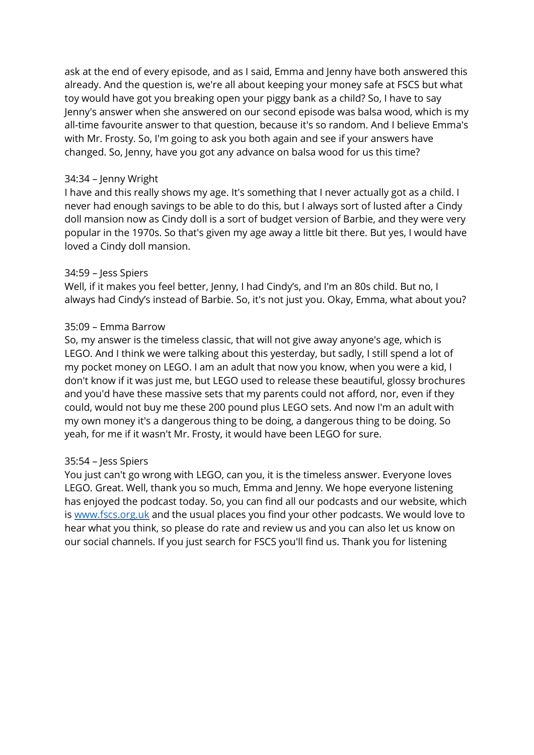ask at the end of every episode, and as I said, Emma and Jenny have both answered this already. And the question is, we're all about keeping your money safe at FSCS but what toy would have got you breaking open your piggy bank as a child? So, I have to say Jenny's answer when she answered on our second episode was balsa wood, which is my all-time favourite answer to that question, because it's so random. And I believe Emma's with Mr. Frosty. So, I'm going to ask you both again and see if your answers have changed. So, Jenny, have you got any advance on balsa wood for us this time?

34:34 – Jenny Wright
I have and this really shows my age. It's something that I never actually got as a child. I never had enough savings to be able to do this, but I always sort of lusted after a Cindy doll mansion now as Cindy doll is a sort of budget version of Barbie, and they were very popular in the 1970s. So that's given my age away a little bit there. But yes, I would have loved a Cindy doll mansion.

34:59 – Jess Spiers
Well, if it makes you feel better, Jenny, I had Cindy's, and I'm an 80s child. But no, I always had Cindy's instead of Barbie. So, it's not just you. Okay, Emma, what about you?

35:09 – Emma Barrow
So, my answer is the timeless classic, that will not give away anyone's age, which is LEGO. And I think we were talking about this yesterday, but sadly, I still spend a lot of my pocket money on LEGO. I am an adult that now you know, when you were a kid, I don't know if it was just me, but LEGO used to release these beautiful, glossy brochures and you'd have these massive sets that my parents could not afford, nor, even if they could, would not buy me these 200 pound plus LEGO sets. And now I'm an adult with my own money it's a dangerous thing to be doing, a dangerous thing to be doing. So yeah, for me if it wasn't Mr. Frosty, it would have been LEGO for sure.

35:54 – Jess Spiers
You just can't go wrong with LEGO, can you, it is the timeless answer. Everyone loves LEGO. Great. Well, thank you so much, Emma and Jenny. We hope everyone listening has enjoyed the podcast today. So, you can find all our podcasts and our website, which is [www.fscs.org.uk](http://www.fscs.org.uk) and the usual places you find your other podcasts. We would love to hear what you think, so please do rate and review us and you can also let us know on our social channels. If you just search for FSCS you'll find us. Thank you for listening